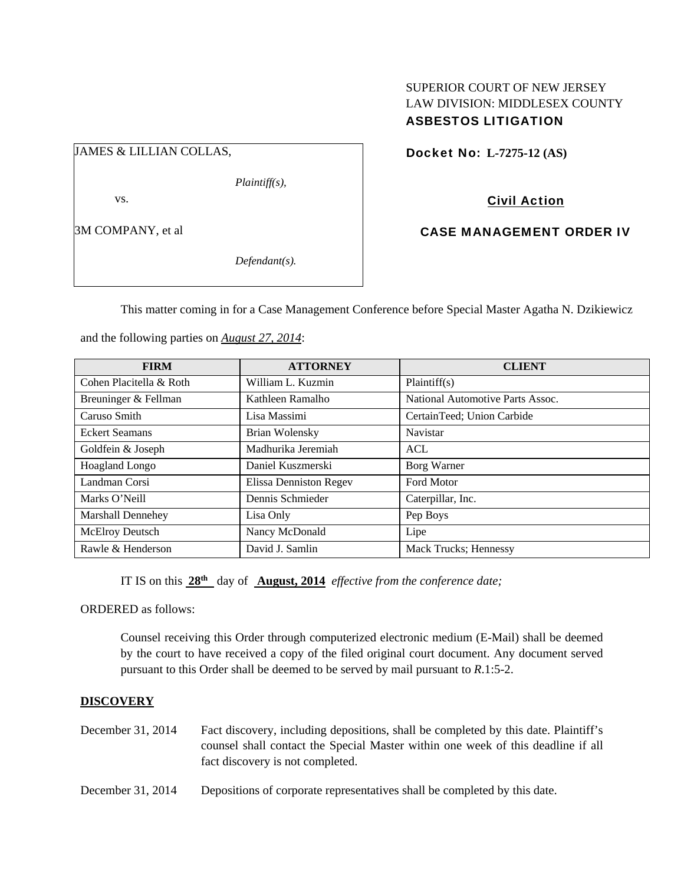SUPERIOR COURT OF NEW JERSEY
LAW DIVISION: MIDDLESEX COUNTY
**ASBESTOS LITIGATION**

JAMES & LILLIAN COLLAS,

*Plaintiff(s),*

vs.

3M COMPANY, et al

*Defendant(s).*

**Docket No: L-7275-12 (AS)**

**Civil Action**

**CASE MANAGEMENT ORDER IV**

This matter coming in for a Case Management Conference before Special Master Agatha N. Dzikiewicz and the following parties on *August 27, 2014*:

| FIRM | ATTORNEY | CLIENT |
|---|---|---|
| Cohen Placitella & Roth | William L. Kuzmin | Plaintiff(s) |
| Breuninger & Fellman | Kathleen Ramalho | National Automotive Parts Assoc. |
| Caruso Smith | Lisa Massimi | CertainTeed; Union Carbide |
| Eckert Seamans | Brian Wolensky | Navistar |
| Goldfein & Joseph | Madhurika Jeremiah | ACL |
| Hoagland Longo | Daniel Kuszmerski | Borg Warner |
| Landman Corsi | Elissa Denniston Regev | Ford Motor |
| Marks O'Neill | Dennis Schmieder | Caterpillar, Inc. |
| Marshall Dennehey | Lisa Only | Pep Boys |
| McElroy Deutsch | Nancy McDonald | Lipe |
| Rawle & Henderson | David J. Samlin | Mack Trucks; Hennessy |

IT IS on this **28th** day of **August, 2014** *effective from the conference date;*

ORDERED as follows:

Counsel receiving this Order through computerized electronic medium (E-Mail) shall be deemed by the court to have received a copy of the filed original court document. Any document served pursuant to this Order shall be deemed to be served by mail pursuant to *R*.1:5-2.

**DISCOVERY**

December 31, 2014 — Fact discovery, including depositions, shall be completed by this date. Plaintiff's counsel shall contact the Special Master within one week of this deadline if all fact discovery is not completed.

December 31, 2014 — Depositions of corporate representatives shall be completed by this date.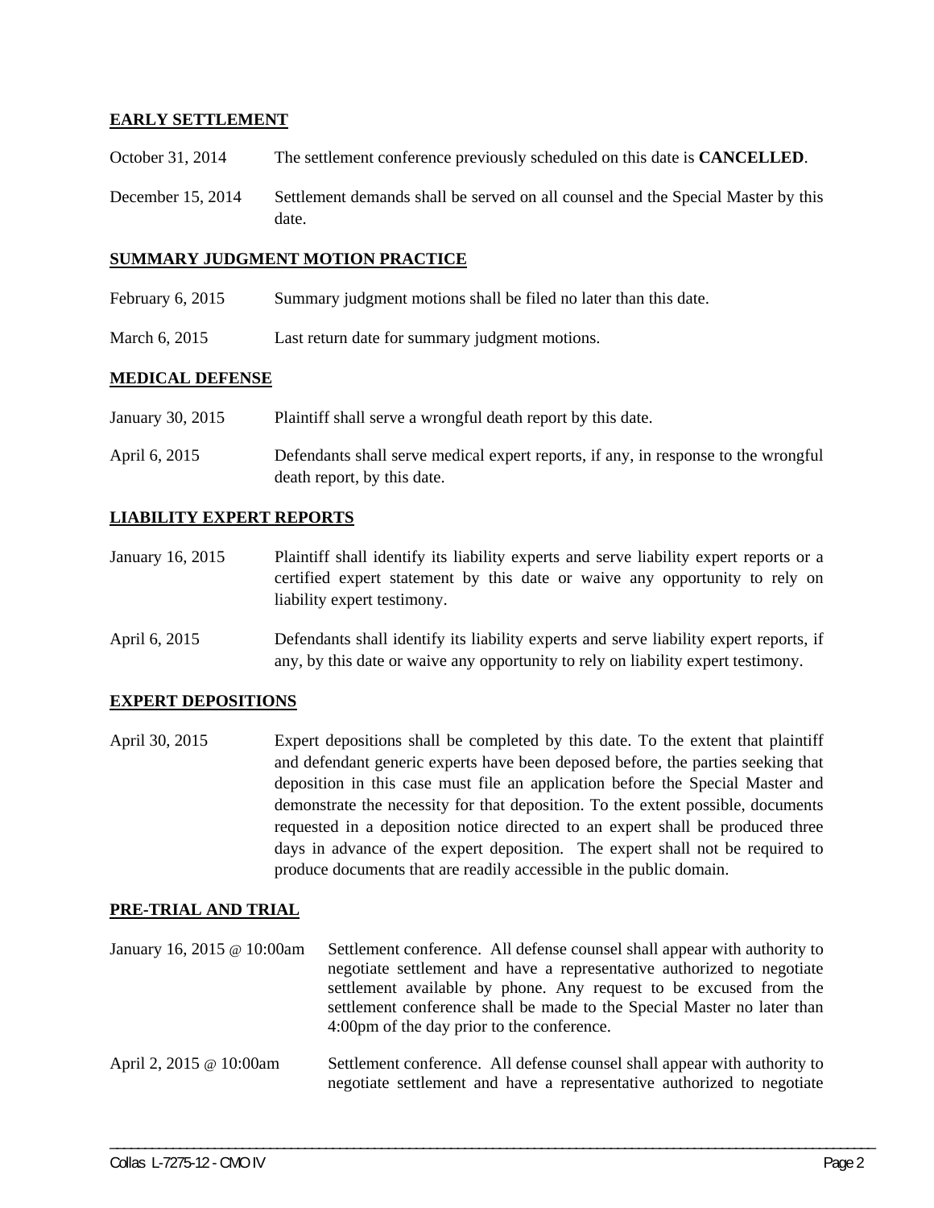**EARLY SETTLEMENT**

| | |
|---|---|
| October 31, 2014 | The settlement conference previously scheduled on this date is **CANCELLED**. |
| December 15, 2014 | Settlement demands shall be served on all counsel and the Special Master by this date. |

**SUMMARY JUDGMENT MOTION PRACTICE**

| | |
|---|---|
| February 6, 2015 | Summary judgment motions shall be filed no later than this date. |
| March 6, 2015 | Last return date for summary judgment motions. |

**MEDICAL DEFENSE**

| | |
|---|---|
| January 30, 2015 | Plaintiff shall serve a wrongful death report by this date. |
| April 6, 2015 | Defendants shall serve medical expert reports, if any, in response to the wrongful death report, by this date. |

**LIABILITY EXPERT REPORTS**

| | |
|---|---|
| January 16, 2015 | Plaintiff shall identify its liability experts and serve liability expert reports or a certified expert statement by this date or waive any opportunity to rely on liability expert testimony. |
| April 6, 2015 | Defendants shall identify its liability experts and serve liability expert reports, if any, by this date or waive any opportunity to rely on liability expert testimony. |

**EXPERT DEPOSITIONS**

| | |
|---|---|
| April 30, 2015 | Expert depositions shall be completed by this date. To the extent that plaintiff and defendant generic experts have been deposed before, the parties seeking that deposition in this case must file an application before the Special Master and demonstrate the necessity for that deposition. To the extent possible, documents requested in a deposition notice directed to an expert shall be produced three days in advance of the expert deposition. The expert shall not be required to produce documents that are readily accessible in the public domain. |

**PRE-TRIAL AND TRIAL**

| | |
|---|---|
| January 16, 2015 @ 10:00am | Settlement conference. All defense counsel shall appear with authority to negotiate settlement and have a representative authorized to negotiate settlement available by phone. Any request to be excused from the settlement conference shall be made to the Special Master no later than 4:00pm of the day prior to the conference. |
| April 2, 2015 @ 10:00am | Settlement conference. All defense counsel shall appear with authority to negotiate settlement and have a representative authorized to negotiate |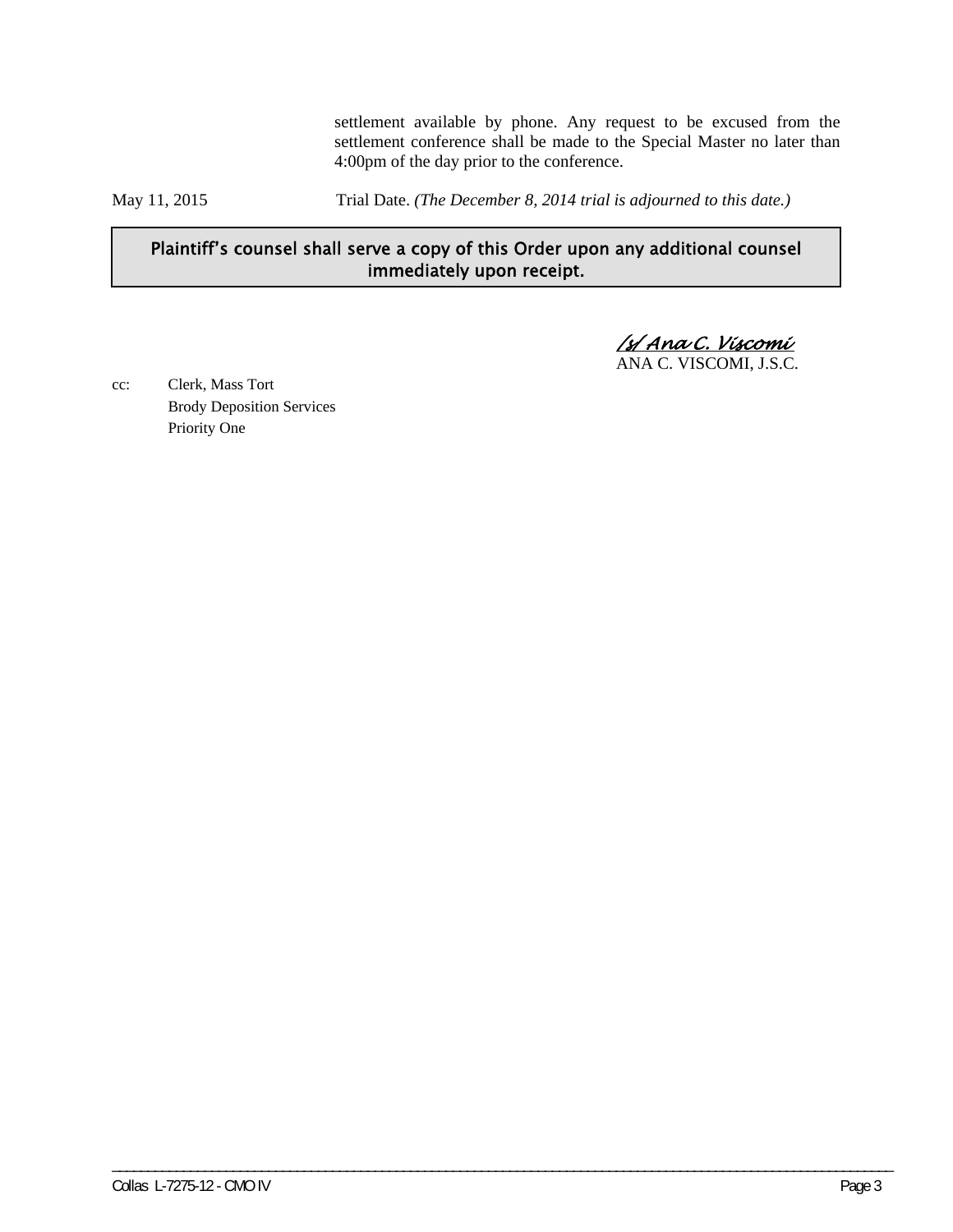settlement available by phone. Any request to be excused from the settlement conference shall be made to the Special Master no later than 4:00pm of the day prior to the conference.

| | |
|---|---|
| May 11, 2015 | Trial Date. *(The December 8, 2014 trial is adjourned to this date.)* |

**Plaintiff's counsel shall serve a copy of this Order upon any additional counsel immediately upon receipt.**

*/s/ Ana C. Viscomi*

ANA C. VISCOMI, J.S.C.

cc: Clerk, Mass Tort
Brody Deposition Services
Priority One